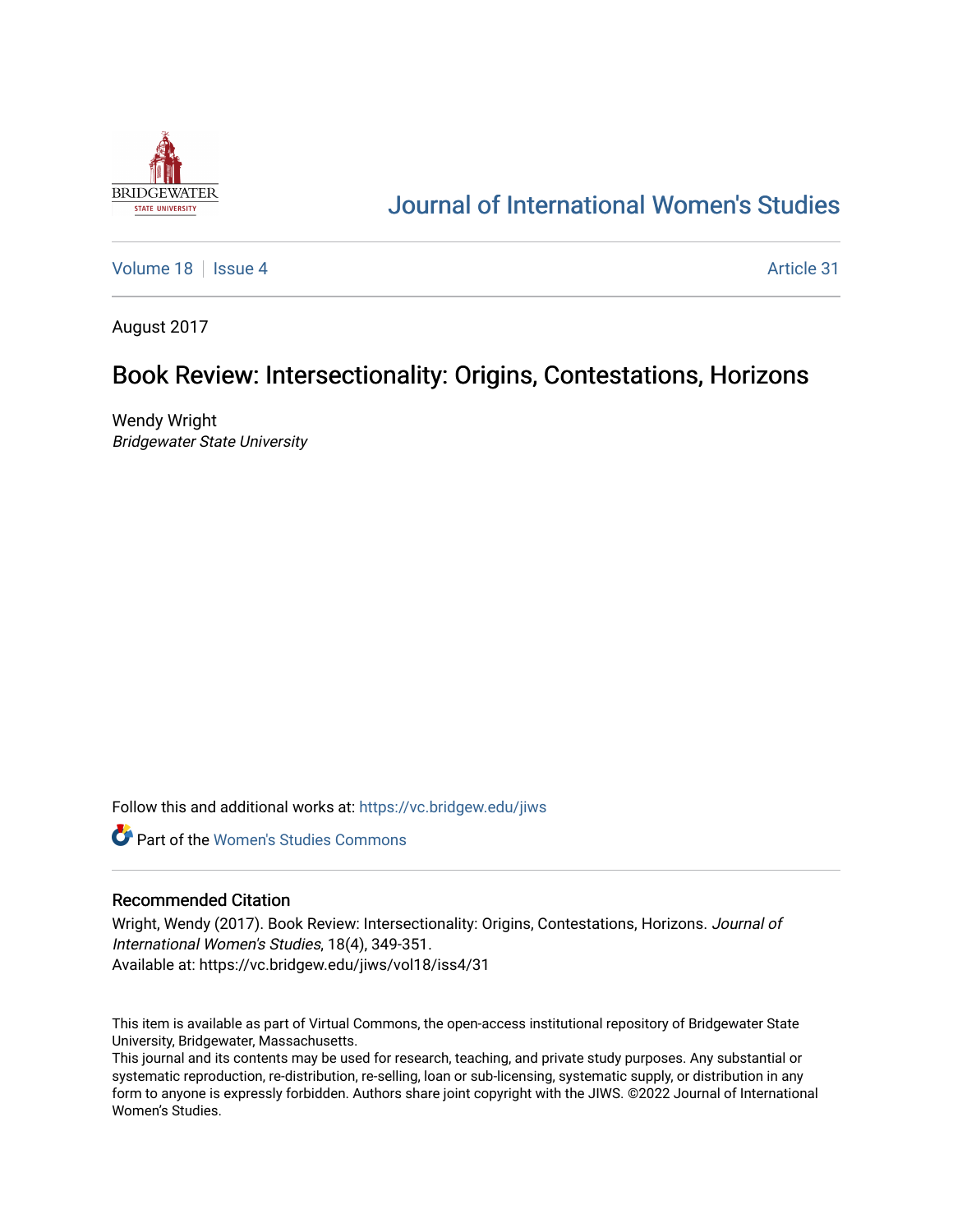Journal of International Women's Studies

Volume 18 | Issue 4 | Article 31

August 2017

# Book Review: Intersectionality: Origins, Contestations, Horizons

Wendy Wright
*Bridgewater State University*

Follow this and additional works at: https://vc.bridgew.edu/jiws

Part of the Women's Studies Commons

## Recommended Citation

Wright, Wendy (2017). Book Review: Intersectionality: Origins, Contestations, Horizons. *Journal of International Women's Studies*, 18(4), 349-351.
Available at: https://vc.bridgew.edu/jiws/vol18/iss4/31

This item is available as part of Virtual Commons, the open-access institutional repository of Bridgewater State University, Bridgewater, Massachusetts.
This journal and its contents may be used for research, teaching, and private study purposes. Any substantial or systematic reproduction, re-distribution, re-selling, loan or sub-licensing, systematic supply, or distribution in any form to anyone is expressly forbidden. Authors share joint copyright with the JIWS. ©2022 Journal of International Women's Studies.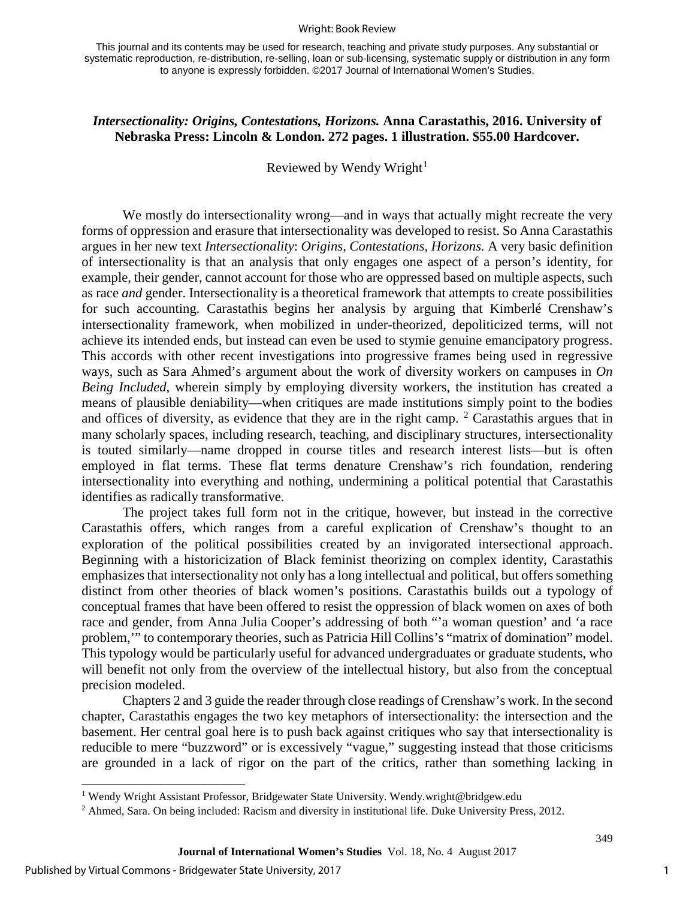**_Intersectionality: Origins, Contestations, Horizons._ Anna Carastathis, 2016. University of Nebraska Press: Lincoln & London. 272 pages. 1 illustration. $55.00 Hardcover.**

Reviewed by Wendy Wright[1]

We mostly do intersectionality wrong—and in ways that actually might recreate the very forms of oppression and erasure that intersectionality was developed to resist. So Anna Carastathis argues in her new text *Intersectionality*: *Origins, Contestations, Horizons.* A very basic definition of intersectionality is that an analysis that only engages one aspect of a person's identity, for example, their gender, cannot account for those who are oppressed based on multiple aspects, such as race *and* gender. Intersectionality is a theoretical framework that attempts to create possibilities for such accounting. Carastathis begins her analysis by arguing that Kimberlé Crenshaw's intersectionality framework, when mobilized in under-theorized, depoliticized terms, will not achieve its intended ends, but instead can even be used to stymie genuine emancipatory progress. This accords with other recent investigations into progressive frames being used in regressive ways, such as Sara Ahmed's argument about the work of diversity workers on campuses in *On Being Included*, wherein simply by employing diversity workers, the institution has created a means of plausible deniability—when critiques are made institutions simply point to the bodies and offices of diversity, as evidence that they are in the right camp. [2] Carastathis argues that in many scholarly spaces, including research, teaching, and disciplinary structures, intersectionality is touted similarly—name dropped in course titles and research interest lists—but is often employed in flat terms. These flat terms denature Crenshaw's rich foundation, rendering intersectionality into everything and nothing, undermining a political potential that Carastathis identifies as radically transformative.

The project takes full form not in the critique, however, but instead in the corrective Carastathis offers, which ranges from a careful explication of Crenshaw's thought to an exploration of the political possibilities created by an invigorated intersectional approach. Beginning with a historicization of Black feminist theorizing on complex identity, Carastathis emphasizes that intersectionality not only has a long intellectual and political, but offers something distinct from other theories of black women's positions. Carastathis builds out a typology of conceptual frames that have been offered to resist the oppression of black women on axes of both race and gender, from Anna Julia Cooper's addressing of both "'a woman question' and 'a race problem,'" to contemporary theories, such as Patricia Hill Collins's "matrix of domination" model. This typology would be particularly useful for advanced undergraduates or graduate students, who will benefit not only from the overview of the intellectual history, but also from the conceptual precision modeled.

Chapters 2 and 3 guide the reader through close readings of Crenshaw's work. In the second chapter, Carastathis engages the two key metaphors of intersectionality: the intersection and the basement. Her central goal here is to push back against critiques who say that intersectionality is reducible to mere "buzzword" or is excessively "vague," suggesting instead that those criticisms are grounded in a lack of rigor on the part of the critics, rather than something lacking in

---

[1] Wendy Wright Assistant Professor, Bridgewater State University. Wendy.wright@bridgew.edu

[2] Ahmed, Sara. On being included: Racism and diversity in institutional life. Duke University Press, 2012.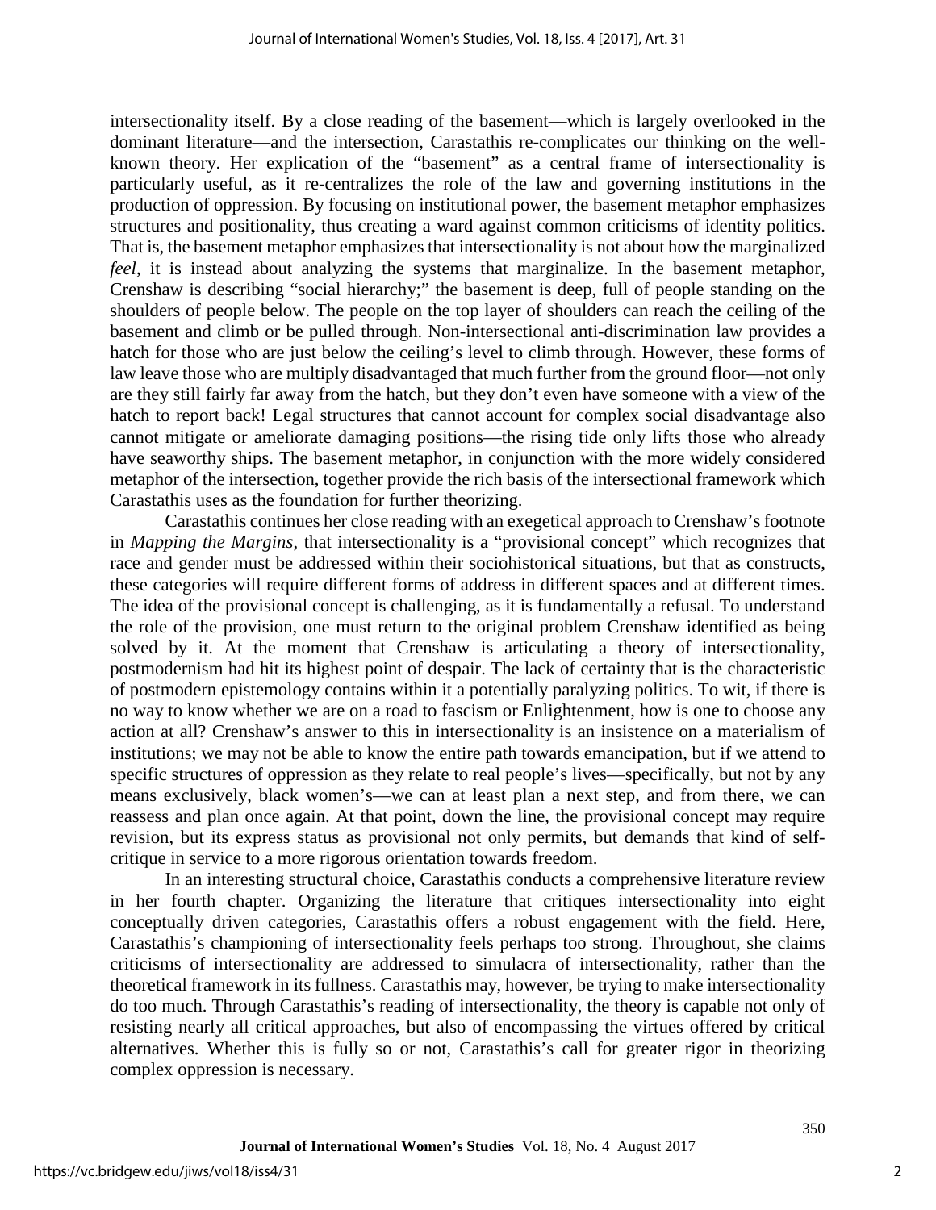intersectionality itself. By a close reading of the basement—which is largely overlooked in the dominant literature—and the intersection, Carastathis re-complicates our thinking on the well-known theory. Her explication of the "basement" as a central frame of intersectionality is particularly useful, as it re-centralizes the role of the law and governing institutions in the production of oppression. By focusing on institutional power, the basement metaphor emphasizes structures and positionality, thus creating a ward against common criticisms of identity politics. That is, the basement metaphor emphasizes that intersectionality is not about how the marginalized *feel*, it is instead about analyzing the systems that marginalize. In the basement metaphor, Crenshaw is describing "social hierarchy;" the basement is deep, full of people standing on the shoulders of people below. The people on the top layer of shoulders can reach the ceiling of the basement and climb or be pulled through. Non-intersectional anti-discrimination law provides a hatch for those who are just below the ceiling's level to climb through. However, these forms of law leave those who are multiply disadvantaged that much further from the ground floor—not only are they still fairly far away from the hatch, but they don't even have someone with a view of the hatch to report back! Legal structures that cannot account for complex social disadvantage also cannot mitigate or ameliorate damaging positions—the rising tide only lifts those who already have seaworthy ships. The basement metaphor, in conjunction with the more widely considered metaphor of the intersection, together provide the rich basis of the intersectional framework which Carastathis uses as the foundation for further theorizing.

Carastathis continues her close reading with an exegetical approach to Crenshaw's footnote in *Mapping the Margins*, that intersectionality is a "provisional concept" which recognizes that race and gender must be addressed within their sociohistorical situations, but that as constructs, these categories will require different forms of address in different spaces and at different times. The idea of the provisional concept is challenging, as it is fundamentally a refusal. To understand the role of the provision, one must return to the original problem Crenshaw identified as being solved by it. At the moment that Crenshaw is articulating a theory of intersectionality, postmodernism had hit its highest point of despair. The lack of certainty that is the characteristic of postmodern epistemology contains within it a potentially paralyzing politics. To wit, if there is no way to know whether we are on a road to fascism or Enlightenment, how is one to choose any action at all? Crenshaw's answer to this in intersectionality is an insistence on a materialism of institutions; we may not be able to know the entire path towards emancipation, but if we attend to specific structures of oppression as they relate to real people's lives—specifically, but not by any means exclusively, black women's—we can at least plan a next step, and from there, we can reassess and plan once again. At that point, down the line, the provisional concept may require revision, but its express status as provisional not only permits, but demands that kind of self-critique in service to a more rigorous orientation towards freedom.

In an interesting structural choice, Carastathis conducts a comprehensive literature review in her fourth chapter. Organizing the literature that critiques intersectionality into eight conceptually driven categories, Carastathis offers a robust engagement with the field. Here, Carastathis's championing of intersectionality feels perhaps too strong. Throughout, she claims criticisms of intersectionality are addressed to simulacra of intersectionality, rather than the theoretical framework in its fullness. Carastathis may, however, be trying to make intersectionality do too much. Through Carastathis's reading of intersectionality, the theory is capable not only of resisting nearly all critical approaches, but also of encompassing the virtues offered by critical alternatives. Whether this is fully so or not, Carastathis's call for greater rigor in theorizing complex oppression is necessary.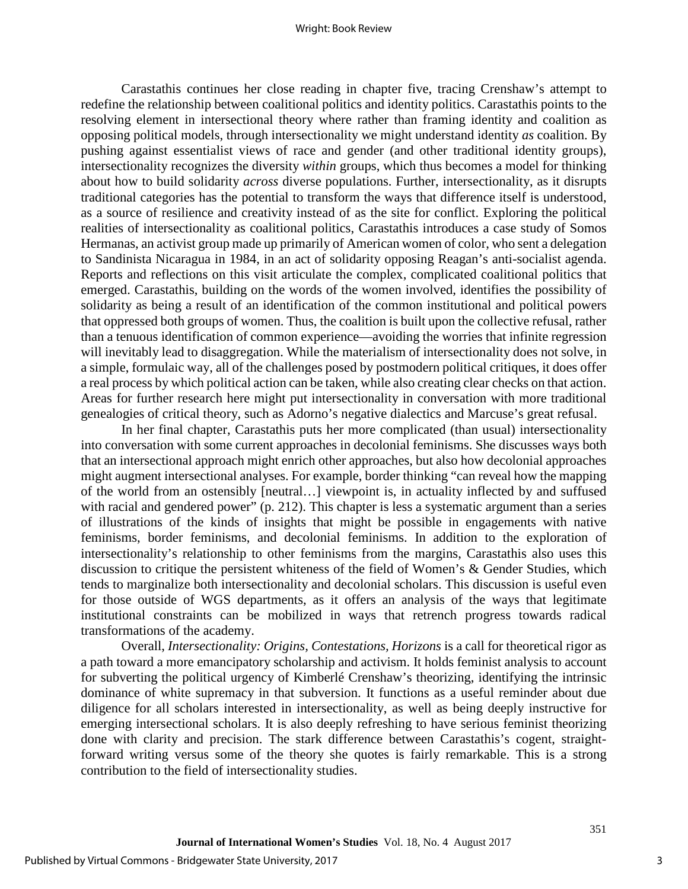Carastathis continues her close reading in chapter five, tracing Crenshaw's attempt to redefine the relationship between coalitional politics and identity politics. Carastathis points to the resolving element in intersectional theory where rather than framing identity and coalition as opposing political models, through intersectionality we might understand identity *as* coalition. By pushing against essentialist views of race and gender (and other traditional identity groups), intersectionality recognizes the diversity *within* groups, which thus becomes a model for thinking about how to build solidarity *across* diverse populations. Further, intersectionality, as it disrupts traditional categories has the potential to transform the ways that difference itself is understood, as a source of resilience and creativity instead of as the site for conflict. Exploring the political realities of intersectionality as coalitional politics, Carastathis introduces a case study of Somos Hermanas, an activist group made up primarily of American women of color, who sent a delegation to Sandinista Nicaragua in 1984, in an act of solidarity opposing Reagan's anti-socialist agenda. Reports and reflections on this visit articulate the complex, complicated coalitional politics that emerged. Carastathis, building on the words of the women involved, identifies the possibility of solidarity as being a result of an identification of the common institutional and political powers that oppressed both groups of women. Thus, the coalition is built upon the collective refusal, rather than a tenuous identification of common experience—avoiding the worries that infinite regression will inevitably lead to disaggregation. While the materialism of intersectionality does not solve, in a simple, formulaic way, all of the challenges posed by postmodern political critiques, it does offer a real process by which political action can be taken, while also creating clear checks on that action. Areas for further research here might put intersectionality in conversation with more traditional genealogies of critical theory, such as Adorno's negative dialectics and Marcuse's great refusal.

In her final chapter, Carastathis puts her more complicated (than usual) intersectionality into conversation with some current approaches in decolonial feminisms. She discusses ways both that an intersectional approach might enrich other approaches, but also how decolonial approaches might augment intersectional analyses. For example, border thinking "can reveal how the mapping of the world from an ostensibly [neutral…] viewpoint is, in actuality inflected by and suffused with racial and gendered power" (p. 212). This chapter is less a systematic argument than a series of illustrations of the kinds of insights that might be possible in engagements with native feminisms, border feminisms, and decolonial feminisms. In addition to the exploration of intersectionality's relationship to other feminisms from the margins, Carastathis also uses this discussion to critique the persistent whiteness of the field of Women's & Gender Studies, which tends to marginalize both intersectionality and decolonial scholars. This discussion is useful even for those outside of WGS departments, as it offers an analysis of the ways that legitimate institutional constraints can be mobilized in ways that retrench progress towards radical transformations of the academy.

Overall, *Intersectionality: Origins, Contestations, Horizons* is a call for theoretical rigor as a path toward a more emancipatory scholarship and activism. It holds feminist analysis to account for subverting the political urgency of Kimberlé Crenshaw's theorizing, identifying the intrinsic dominance of white supremacy in that subversion. It functions as a useful reminder about due diligence for all scholars interested in intersectionality, as well as being deeply instructive for emerging intersectional scholars. It is also deeply refreshing to have serious feminist theorizing done with clarity and precision. The stark difference between Carastathis's cogent, straight-forward writing versus some of the theory she quotes is fairly remarkable. This is a strong contribution to the field of intersectionality studies.